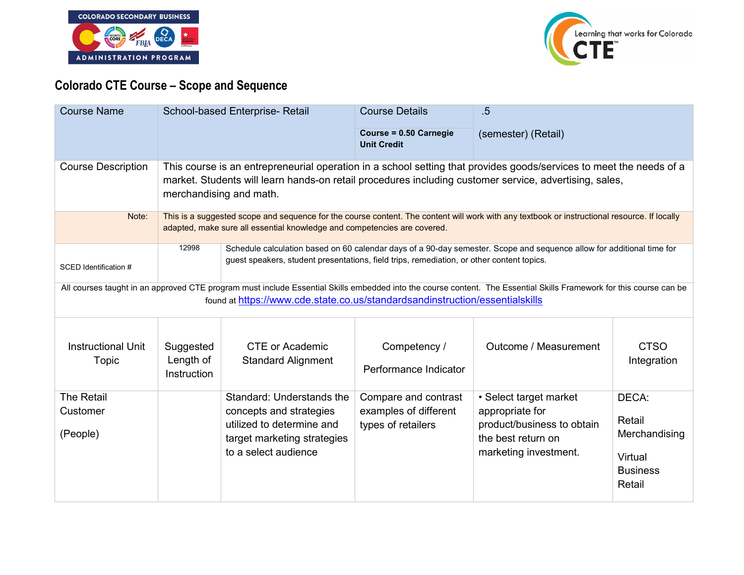## Colorado CTE Course – Scope and Sequence

| Course Name | School-based Enterprise- Retail | | Course Details<br><br>**Course = 0.50 Carnegie Unit Credit** | .5<br><br>(semester) (Retail) | |
|---|---|---|---|---|---|
| Course Description | This course is an entrepreneurial operation in a school setting that provides goods/services to meet the needs of a market. Students will learn hands-on retail procedures including customer service, advertising, sales, merchandising and math. | | | | |
| Note: | This is a suggested scope and sequence for the course content. The content will work with any textbook or instructional resource. If locally adapted, make sure all essential knowledge and competencies are covered. | | | | |
| SCED Identification # | 12998 | Schedule calculation based on 60 calendar days of a 90-day semester. Scope and sequence allow for additional time for guest speakers, student presentations, field trips, remediation, or other content topics. | | | |
| All courses taught in an approved CTE program must include Essential Skills embedded into the course content. The Essential Skills Framework for this course can be found at https://www.cde.state.co.us/standardsandinstruction/essentialskills | | | | | |
| Instructional Unit Topic | Suggested Length of Instruction | CTE or Academic Standard Alignment | Competency / Performance Indicator | Outcome / Measurement | CTSO Integration |
| The Retail Customer<br><br>(People) | | Standard: Understands the concepts and strategies utilized to determine and target marketing strategies to a select audience | Compare and contrast examples of different types of retailers | • Select target market appropriate for product/business to obtain the best return on marketing investment. | DECA:<br><br>Retail Merchandising<br><br>Virtual Business Retail |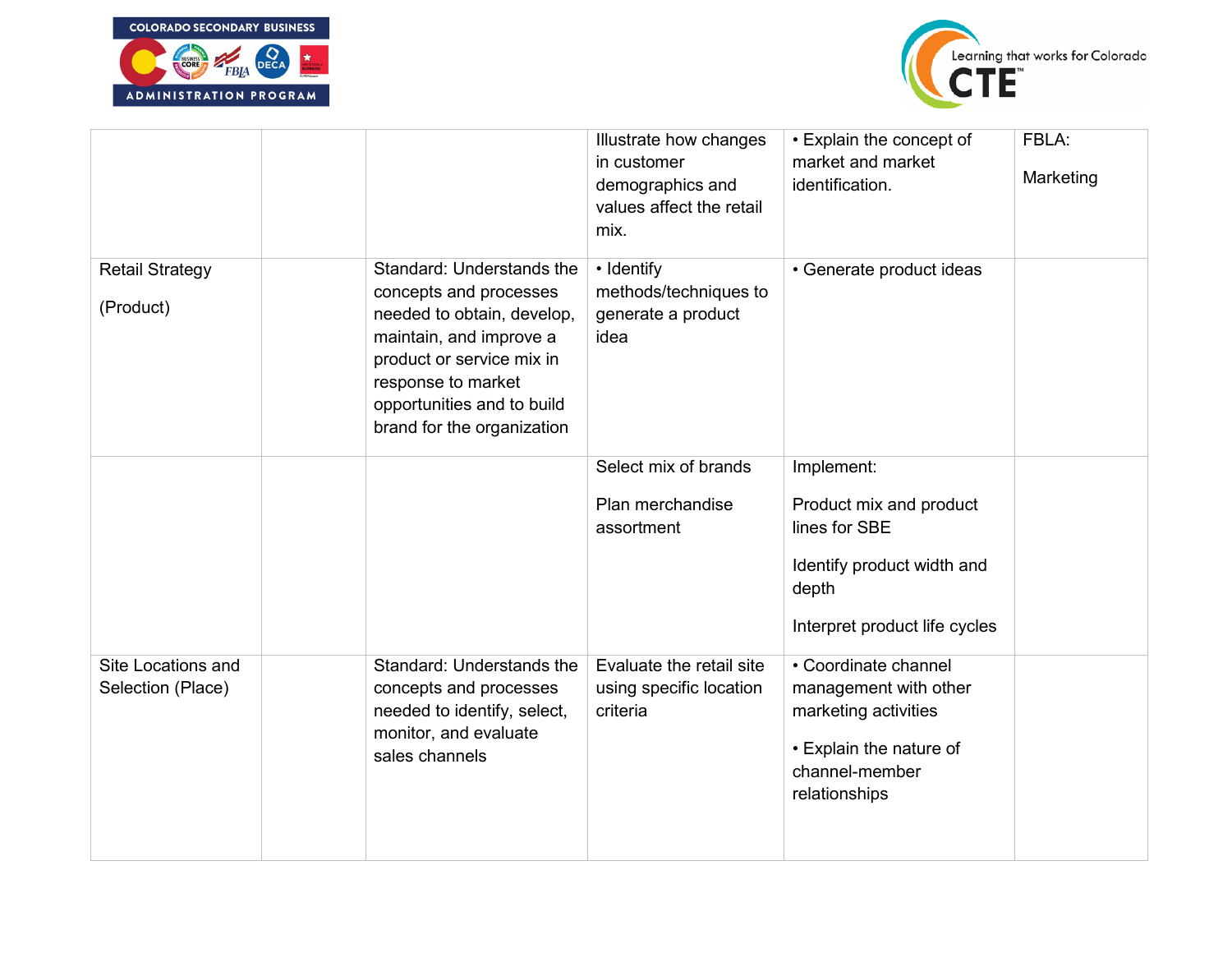| | | | | | |
|---|---|---|---|---|---|
| | | | Illustrate how changes in customer demographics and values affect the retail mix. | • Explain the concept of market and market identification. | FBLA:<br><br>Marketing |
| Retail Strategy<br><br>(Product) | | Standard: Understands the concepts and processes needed to obtain, develop, maintain, and improve a product or service mix in response to market opportunities and to build brand for the organization | • Identify methods/techniques to generate a product idea | • Generate product ideas | |
| | | | Select mix of brands<br><br>Plan merchandise assortment | Implement:<br><br>Product mix and product lines for SBE<br><br>Identify product width and depth<br><br>Interpret product life cycles | |
| Site Locations and Selection (Place) | | Standard: Understands the concepts and processes needed to identify, select, monitor, and evaluate sales channels | Evaluate the retail site using specific location criteria | • Coordinate channel management with other marketing activities<br><br>• Explain the nature of channel-member relationships | |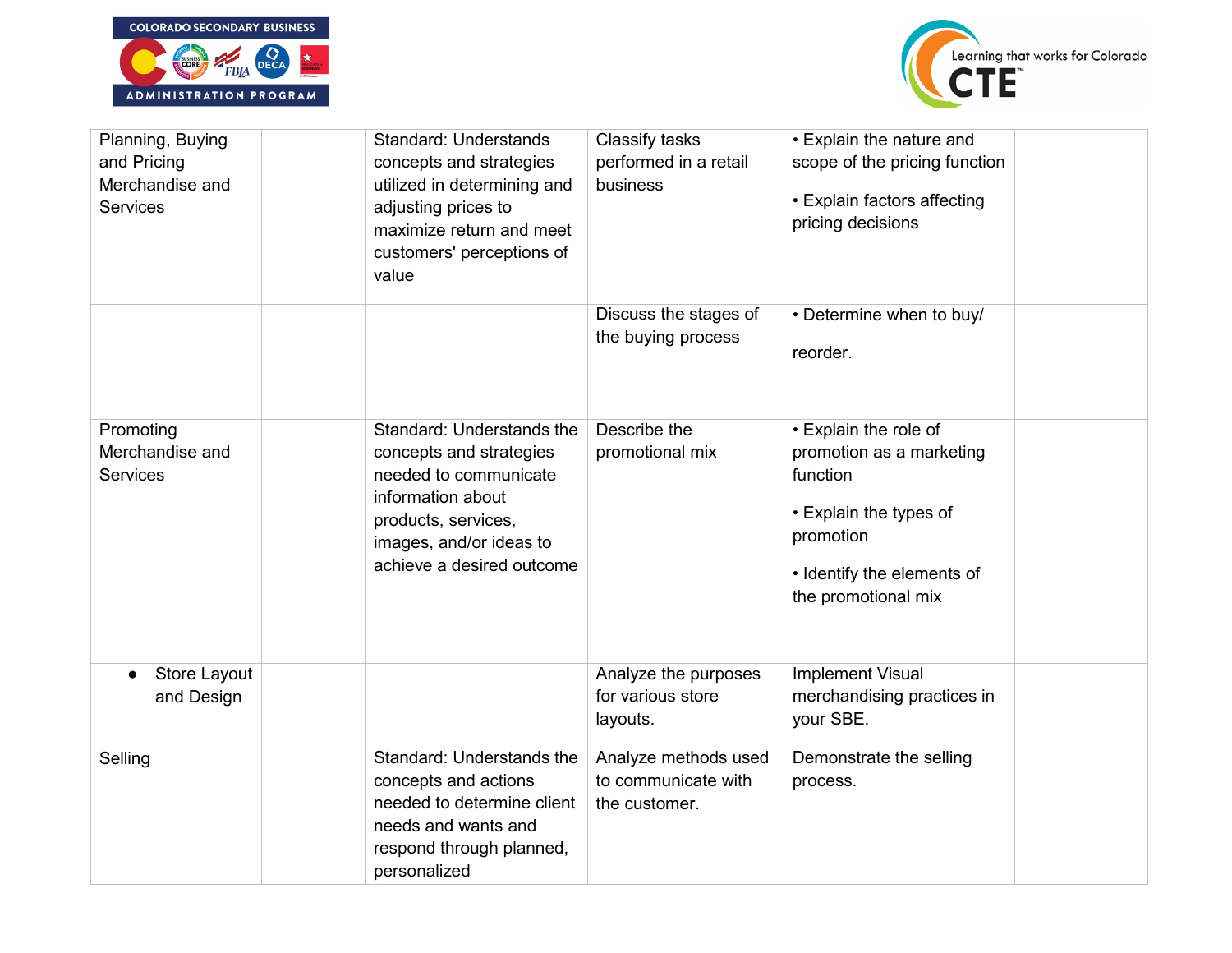| | | | | | |
|---|---|---|---|---|---|
| Planning, Buying and Pricing Merchandise and Services | | Standard: Understands concepts and strategies utilized in determining and adjusting prices to maximize return and meet customers' perceptions of value | Classify tasks performed in a retail business | • Explain the nature and scope of the pricing function<br><br>• Explain factors affecting pricing decisions | |
| | | | Discuss the stages of the buying process | • Determine when to buy/<br><br>reorder. | |
| Promoting Merchandise and Services | | Standard: Understands the concepts and strategies needed to communicate information about products, services, images, and/or ideas to achieve a desired outcome | Describe the promotional mix | • Explain the role of promotion as a marketing function<br><br>• Explain the types of promotion<br><br>• Identify the elements of the promotional mix | |
| • Store Layout and Design | | | Analyze the purposes for various store layouts. | Implement Visual merchandising practices in your SBE. | |
| Selling | | Standard: Understands the concepts and actions needed to determine client needs and wants and respond through planned, personalized | Analyze methods used to communicate with the customer. | Demonstrate the selling process. | |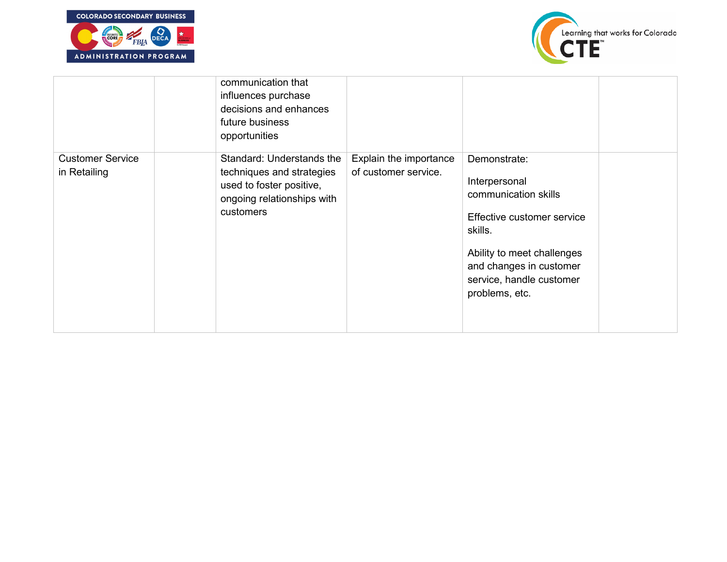| | | | | | |
|---|---|---|---|---|---|
| | | communication that influences purchase decisions and enhances future business opportunities | | | |
| Customer Service in Retailing | | Standard: Understands the techniques and strategies used to foster positive, ongoing relationships with customers | Explain the importance of customer service. | Demonstrate:<br><br>Interpersonal communication skills<br><br>Effective customer service skills.<br><br>Ability to meet challenges and changes in customer service, handle customer problems, etc. | |